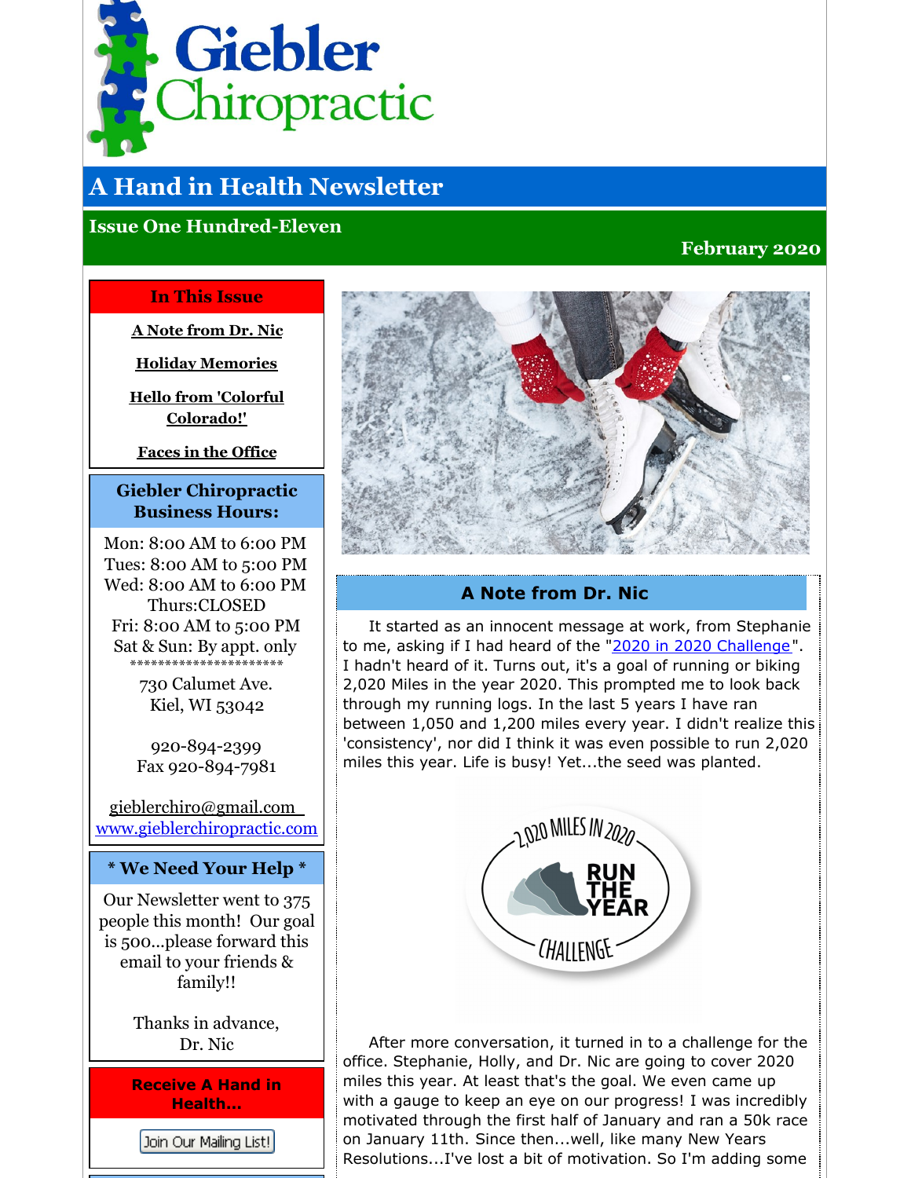# Giebler Chiropractic

## A Hand in Health Newsletter

### Issue One Hundred-Eleven

**February 2020**

**In This Issue**

A Note from Dr. Nic

Holiday Memories

Hello from 'Colorful Colorado!'

Faces in the Office

**Giebler Chiropractic Business Hours:**

Mon: 8:00 AM to 6:00 PM
Tues: 8:00 AM to 5:00 PM
Wed: 8:00 AM to 6:00 PM
Thurs:CLOSED
Fri: 8:00 AM to 5:00 PM
Sat & Sun: By appt. only
**********************

730 Calumet Ave.
Kiel, WI 53042

920-894-2399
Fax 920-894-7981

gieblerchiro@gmail.com
www.gieblerchiropractic.com

**\* We Need Your Help \***

Our Newsletter went to 375 people this month! Our goal is 500...please forward this email to your friends & family!!

Thanks in advance,
Dr. Nic

**Receive A Hand in Health...**

Join Our Mailing List!

## A Note from Dr. Nic

It started as an innocent message at work, from Stephanie to me, asking if I had heard of the "2020 in 2020 Challenge". I hadn't heard of it. Turns out, it's a goal of running or biking 2,020 Miles in the year 2020. This prompted me to look back through my running logs. In the last 5 years I have ran between 1,050 and 1,200 miles every year. I didn't realize this 'consistency', nor did I think it was even possible to run 2,020 miles this year. Life is busy! Yet...the seed was planted.

2,020 MILES IN 2020 RUN THE YEAR CHALLENGE

After more conversation, it turned in to a challenge for the office. Stephanie, Holly, and Dr. Nic are going to cover 2020 miles this year. At least that's the goal. We even came up with a gauge to keep an eye on our progress! I was incredibly motivated through the first half of January and ran a 50k race on January 11th. Since then...well, like many New Years Resolutions...I've lost a bit of motivation. So I'm adding some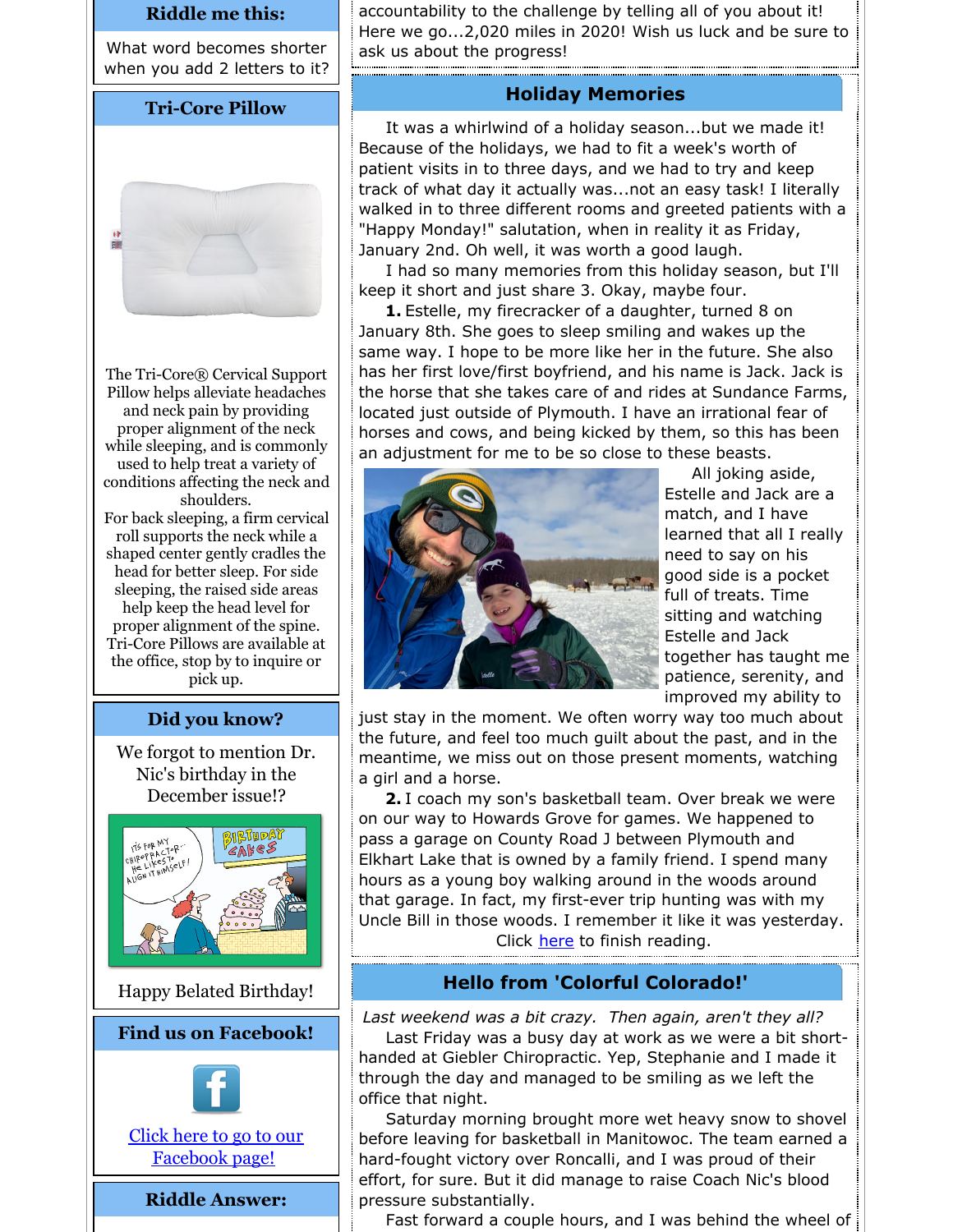## Riddle me this:

What word becomes shorter when you add 2 letters to it?

## Tri-Core Pillow

The Tri-Core® Cervical Support Pillow helps alleviate headaches and neck pain by providing proper alignment of the neck while sleeping, and is commonly used to help treat a variety of conditions affecting the neck and shoulders.

For back sleeping, a firm cervical roll supports the neck while a shaped center gently cradles the head for better sleep. For side sleeping, the raised side areas help keep the head level for proper alignment of the spine. Tri-Core Pillows are available at the office, stop by to inquire or pick up.

## Did you know?

We forgot to mention Dr. Nic's birthday in the December issue!?

Happy Belated Birthday!

## Find us on Facebook!

[Click here to go to our Facebook page!]

## Riddle Answer:

accountability to the challenge by telling all of you about it! Here we go...2,020 miles in 2020! Wish us luck and be sure to ask us about the progress!

## Holiday Memories

It was a whirlwind of a holiday season...but we made it! Because of the holidays, we had to fit a week's worth of patient visits in to three days, and we had to try and keep track of what day it actually was...not an easy task! I literally walked in to three different rooms and greeted patients with a "Happy Monday!" salutation, when in reality it as Friday, January 2nd. Oh well, it was worth a good laugh.

I had so many memories from this holiday season, but I'll keep it short and just share 3. Okay, maybe four.

**1.** Estelle, my firecracker of a daughter, turned 8 on January 8th. She goes to sleep smiling and wakes up the same way. I hope to be more like her in the future. She also has her first love/first boyfriend, and his name is Jack. Jack is the horse that she takes care of and rides at Sundance Farms, located just outside of Plymouth. I have an irrational fear of horses and cows, and being kicked by them, so this has been an adjustment for me to be so close to these beasts.

All joking aside, Estelle and Jack are a match, and I have learned that all I really need to say on his good side is a pocket full of treats. Time sitting and watching Estelle and Jack together has taught me patience, serenity, and improved my ability to just stay in the moment. We often worry way too much about the future, and feel too much guilt about the past, and in the meantime, we miss out on those present moments, watching a girl and a horse.

**2.** I coach my son's basketball team. Over break we were on our way to Howards Grove for games. We happened to pass a garage on County Road J between Plymouth and Elkhart Lake that is owned by a family friend. I spend many hours as a young boy walking around in the woods around that garage. In fact, my first-ever trip hunting was with my Uncle Bill in those woods. I remember it like it was yesterday.

Click [here] to finish reading.

## Hello from 'Colorful Colorado!'

*Last weekend was a bit crazy. Then again, aren't they all?*

Last Friday was a busy day at work as we were a bit short-handed at Giebler Chiropractic. Yep, Stephanie and I made it through the day and managed to be smiling as we left the office that night.

Saturday morning brought more wet heavy snow to shovel before leaving for basketball in Manitowoc. The team earned a hard-fought victory over Roncalli, and I was proud of their effort, for sure. But it did manage to raise Coach Nic's blood pressure substantially.

Fast forward a couple hours, and I was behind the wheel of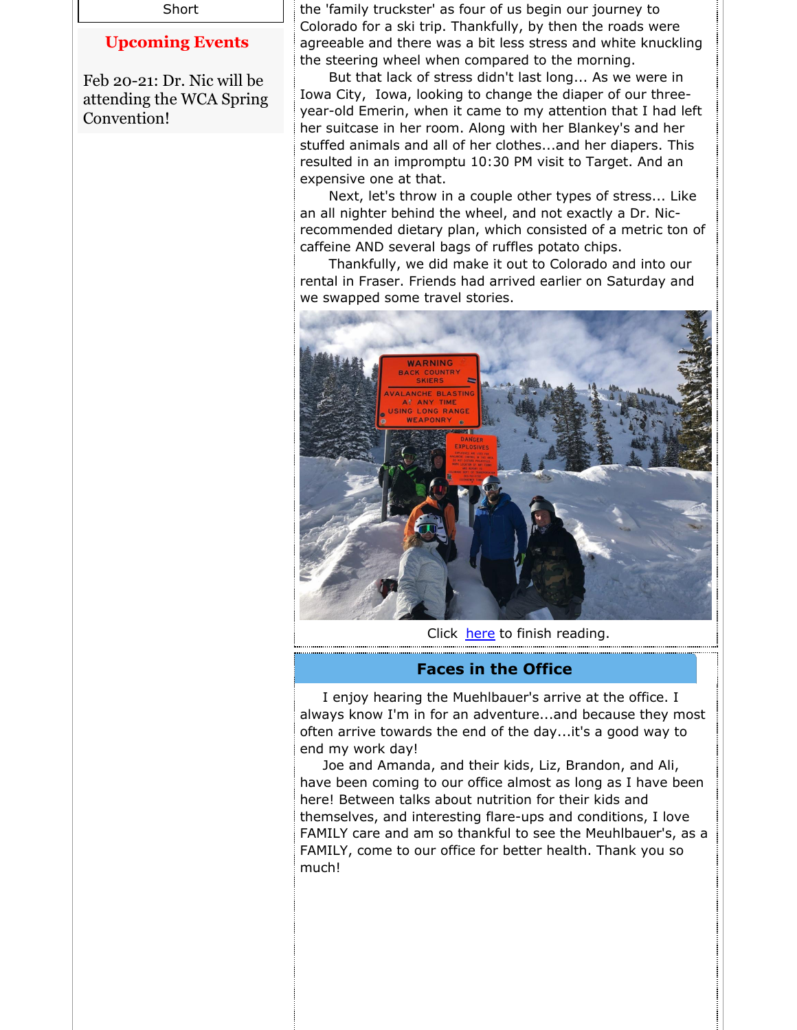Short

## Upcoming Events

Feb 20-21: Dr. Nic will be attending the WCA Spring Convention!

the 'family truckster' as four of us begin our journey to Colorado for a ski trip. Thankfully, by then the roads were agreeable and there was a bit less stress and white knuckling the steering wheel when compared to the morning.

But that lack of stress didn't last long... As we were in Iowa City, Iowa, looking to change the diaper of our three-year-old Emerin, when it came to my attention that I had left her suitcase in her room. Along with her Blankey's and her stuffed animals and all of her clothes...and her diapers. This resulted in an impromptu 10:30 PM visit to Target. And an expensive one at that.

Next, let's throw in a couple other types of stress... Like an all nighter behind the wheel, and not exactly a Dr. Nic-recommended dietary plan, which consisted of a metric ton of caffeine AND several bags of ruffles potato chips.

Thankfully, we did make it out to Colorado and into our rental in Fraser. Friends had arrived earlier on Saturday and we swapped some travel stories.

Click [here](#) to finish reading.

## Faces in the Office

I enjoy hearing the Muehlbauer's arrive at the office. I always know I'm in for an adventure...and because they most often arrive towards the end of the day...it's a good way to end my work day!

Joe and Amanda, and their kids, Liz, Brandon, and Ali, have been coming to our office almost as long as I have been here! Between talks about nutrition for their kids and themselves, and interesting flare-ups and conditions, I love FAMILY care and am so thankful to see the Meuhlbauer's, as a FAMILY, come to our office for better health. Thank you so much!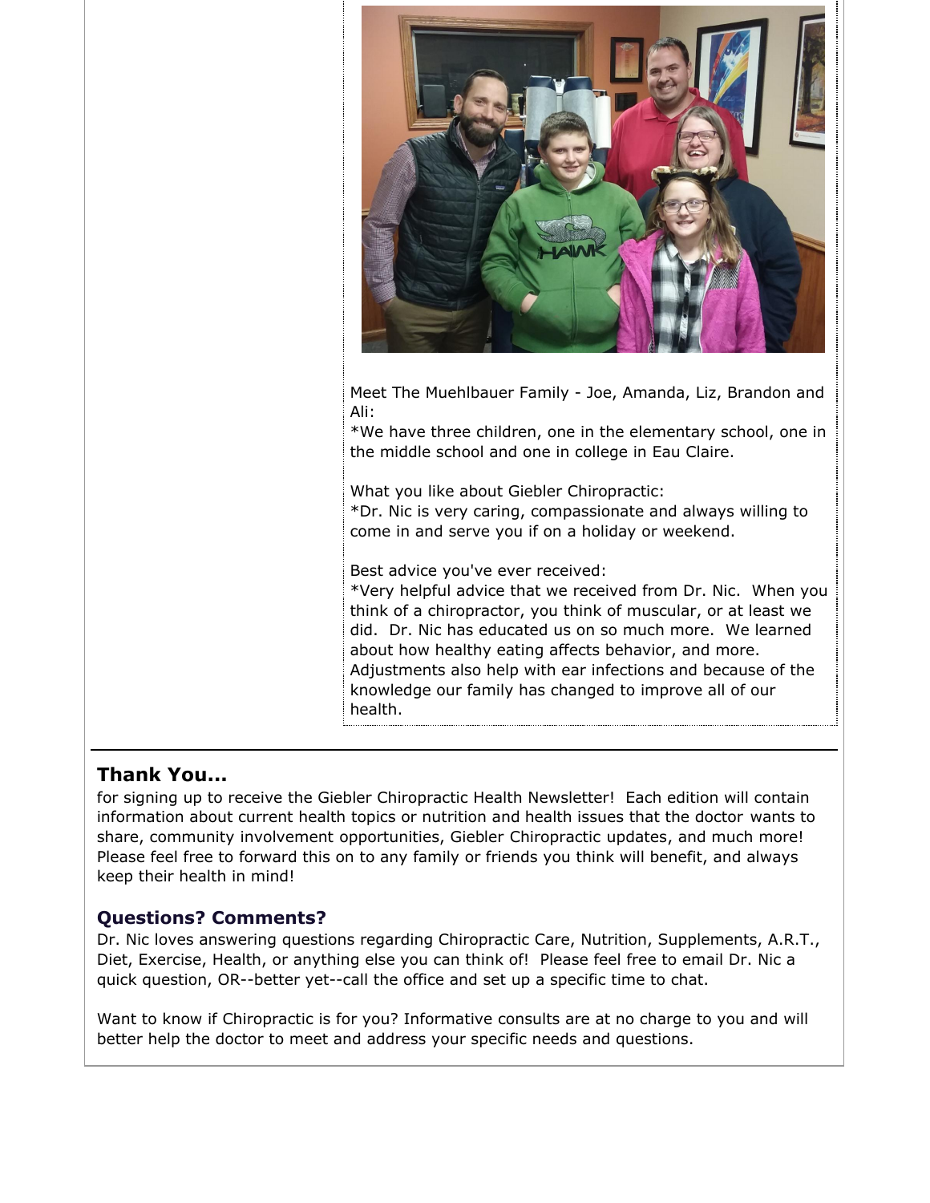Meet The Muehlbauer Family - Joe, Amanda, Liz, Brandon and Ali:
*We have three children, one in the elementary school, one in the middle school and one in college in Eau Claire.

What you like about Giebler Chiropractic:
*Dr. Nic is very caring, compassionate and always willing to come in and serve you if on a holiday or weekend.

Best advice you've ever received:
*Very helpful advice that we received from Dr. Nic. When you think of a chiropractor, you think of muscular, or at least we did. Dr. Nic has educated us on so much more. We learned about how healthy eating affects behavior, and more. Adjustments also help with ear infections and because of the knowledge our family has changed to improve all of our health.

---

## Thank You...

for signing up to receive the Giebler Chiropractic Health Newsletter! Each edition will contain information about current health topics or nutrition and health issues that the doctor wants to share, community involvement opportunities, Giebler Chiropractic updates, and much more! Please feel free to forward this on to any family or friends you think will benefit, and always keep their health in mind!

### Questions? Comments?

Dr. Nic loves answering questions regarding Chiropractic Care, Nutrition, Supplements, A.R.T., Diet, Exercise, Health, or anything else you can think of! Please feel free to email Dr. Nic a quick question, OR--better yet--call the office and set up a specific time to chat.

Want to know if Chiropractic is for you? Informative consults are at no charge to you and will better help the doctor to meet and address your specific needs and questions.